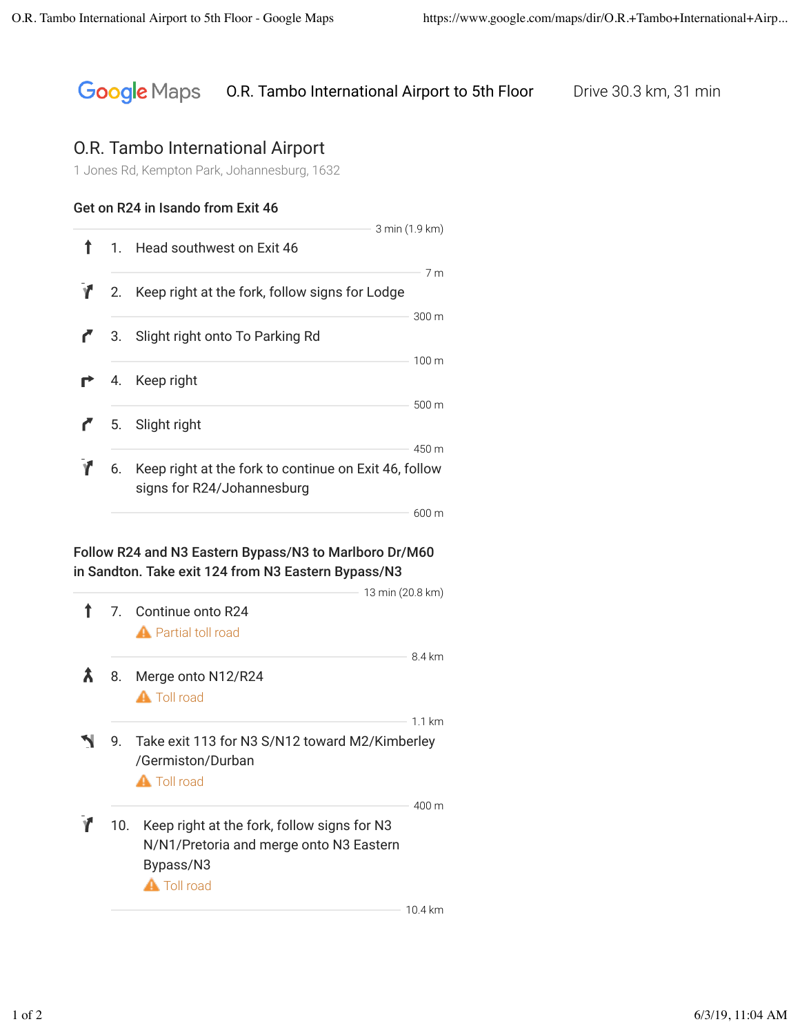Google Maps O.R. Tambo International Airport to 5th Floor Drive 30.3 km, 31 min

# O.R. Tambo International Airport

1 Jones Rd, Kempton Park, Johannesburg, 1632

### Get on R24 in Isando from Exit 46

3 min (1.9 km)

1. Head southwest on Exit 46

   7 m

2. Keep right at the fork, follow signs for Lodge

   300 m

3. Slight right onto To Parking Rd

   100 m

4. Keep right

   500 m

5. Slight right

   450 m

6. Keep right at the fork to continue on Exit 46, follow signs for R24/Johannesburg

   600 m

### Follow R24 and N3 Eastern Bypass/N3 to Marlboro Dr/M60 in Sandton. Take exit 124 from N3 Eastern Bypass/N3

13 min (20.8 km)

7. Continue onto R24

   ⚠ Partial toll road

   8.4 km

8. Merge onto N12/R24

   ⚠ Toll road

   1.1 km

9. Take exit 113 for N3 S/N12 toward M2/Kimberley/Germiston/Durban

   ⚠ Toll road

   400 m

10. Keep right at the fork, follow signs for N3 N/N1/Pretoria and merge onto N3 Eastern Bypass/N3

    ⚠ Toll road

    10.4 km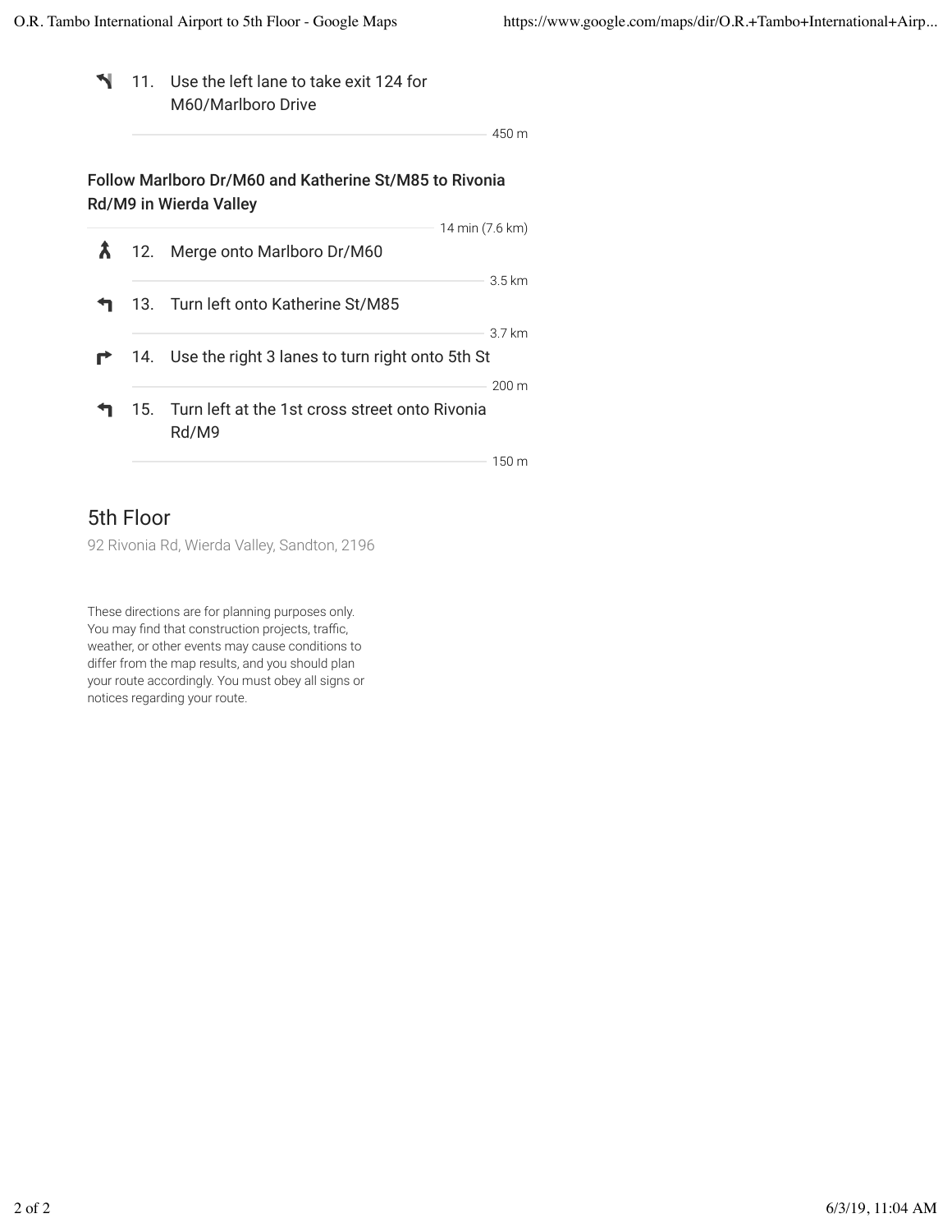11. Use the left lane to take exit 124 for M60/Marlboro Drive

450 m

**Follow Marlboro Dr/M60 and Katherine St/M85 to Rivonia Rd/M9 in Wierda Valley**

14 min (7.6 km)

12. Merge onto Marlboro Dr/M60

3.5 km

13. Turn left onto Katherine St/M85

3.7 km

14. Use the right 3 lanes to turn right onto 5th St

200 m

15. Turn left at the 1st cross street onto Rivonia Rd/M9

150 m

## 5th Floor

92 Rivonia Rd, Wierda Valley, Sandton, 2196

These directions are for planning purposes only. You may find that construction projects, traffic, weather, or other events may cause conditions to differ from the map results, and you should plan your route accordingly. You must obey all signs or notices regarding your route.